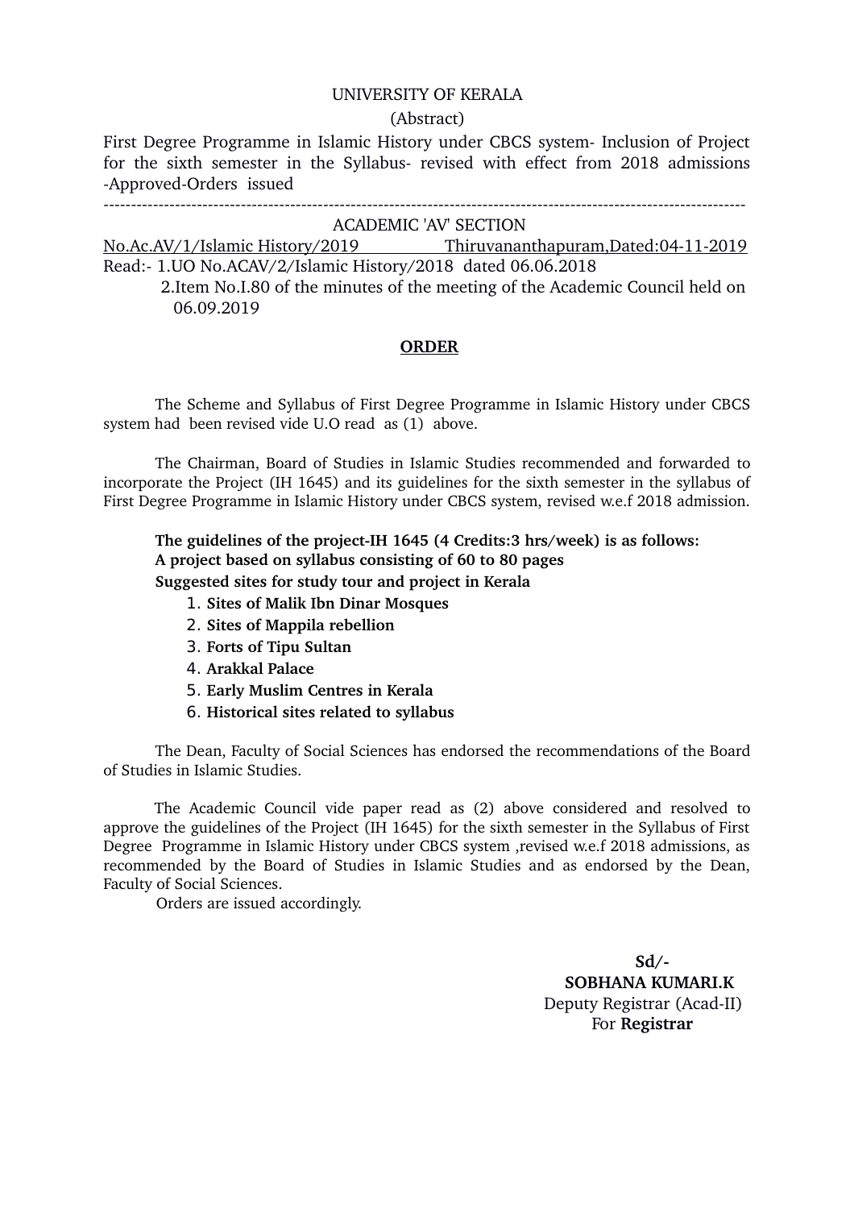UNIVERSITY OF KERALA

(Abstract)

First Degree Programme in Islamic History under CBCS system- Inclusion of Project for the sixth semester in the Syllabus- revised with effect from 2018 admissions -Approved-Orders issued

---

ACADEMIC 'AV' SECTION

No.Ac.AV/1/Islamic History/2019 Thiruvananthapuram,Dated:04-11-2019

Read:- 1.UO No.ACAV/2/Islamic History/2018 dated 06.06.2018

2.Item No.I.80 of the minutes of the meeting of the Academic Council held on 06.09.2019

**ORDER**

The Scheme and Syllabus of First Degree Programme in Islamic History under CBCS system had been revised vide U.O read as (1) above.

The Chairman, Board of Studies in Islamic Studies recommended and forwarded to incorporate the Project (IH 1645) and its guidelines for the sixth semester in the syllabus of First Degree Programme in Islamic History under CBCS system, revised w.e.f 2018 admission.

**The guidelines of the project-IH 1645 (4 Credits:3 hrs/week) is as follows:**
**A project based on syllabus consisting of 60 to 80 pages**
**Suggested sites for study tour and project in Kerala**

1. **Sites of Malik Ibn Dinar Mosques**
2. **Sites of Mappila rebellion**
3. **Forts of Tipu Sultan**
4. **Arakkal Palace**
5. **Early Muslim Centres in Kerala**
6. **Historical sites related to syllabus**

The Dean, Faculty of Social Sciences has endorsed the recommendations of the Board of Studies in Islamic Studies.

The Academic Council vide paper read as (2) above considered and resolved to approve the guidelines of the Project (IH 1645) for the sixth semester in the Syllabus of First Degree Programme in Islamic History under CBCS system ,revised w.e.f 2018 admissions, as recommended by the Board of Studies in Islamic Studies and as endorsed by the Dean, Faculty of Social Sciences.

Orders are issued accordingly.

**Sd/-**
**SOBHANA KUMARI.K**
Deputy Registrar (Acad-II)
For **Registrar**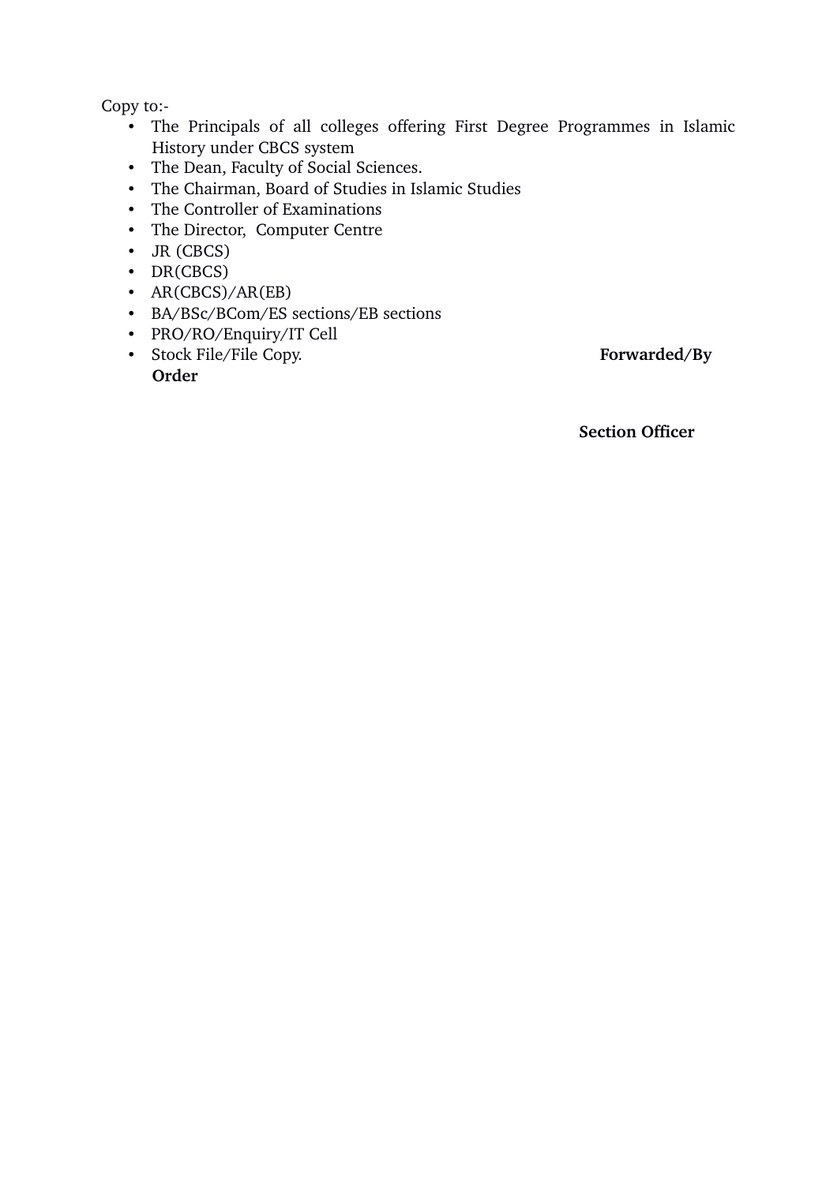Copy to:-

- The Principals of all colleges offering First Degree Programmes in Islamic History under CBCS system
- The Dean, Faculty of Social Sciences.
- The Chairman, Board of Studies in Islamic Studies
- The Controller of Examinations
- The Director, Computer Centre
- JR (CBCS)
- DR(CBCS)
- AR(CBCS)/AR(EB)
- BA/BSc/BCom/ES sections/EB sections
- PRO/RO/Enquiry/IT Cell
- Stock File/File Copy.

**Forwarded/By Order**

**Section Officer**